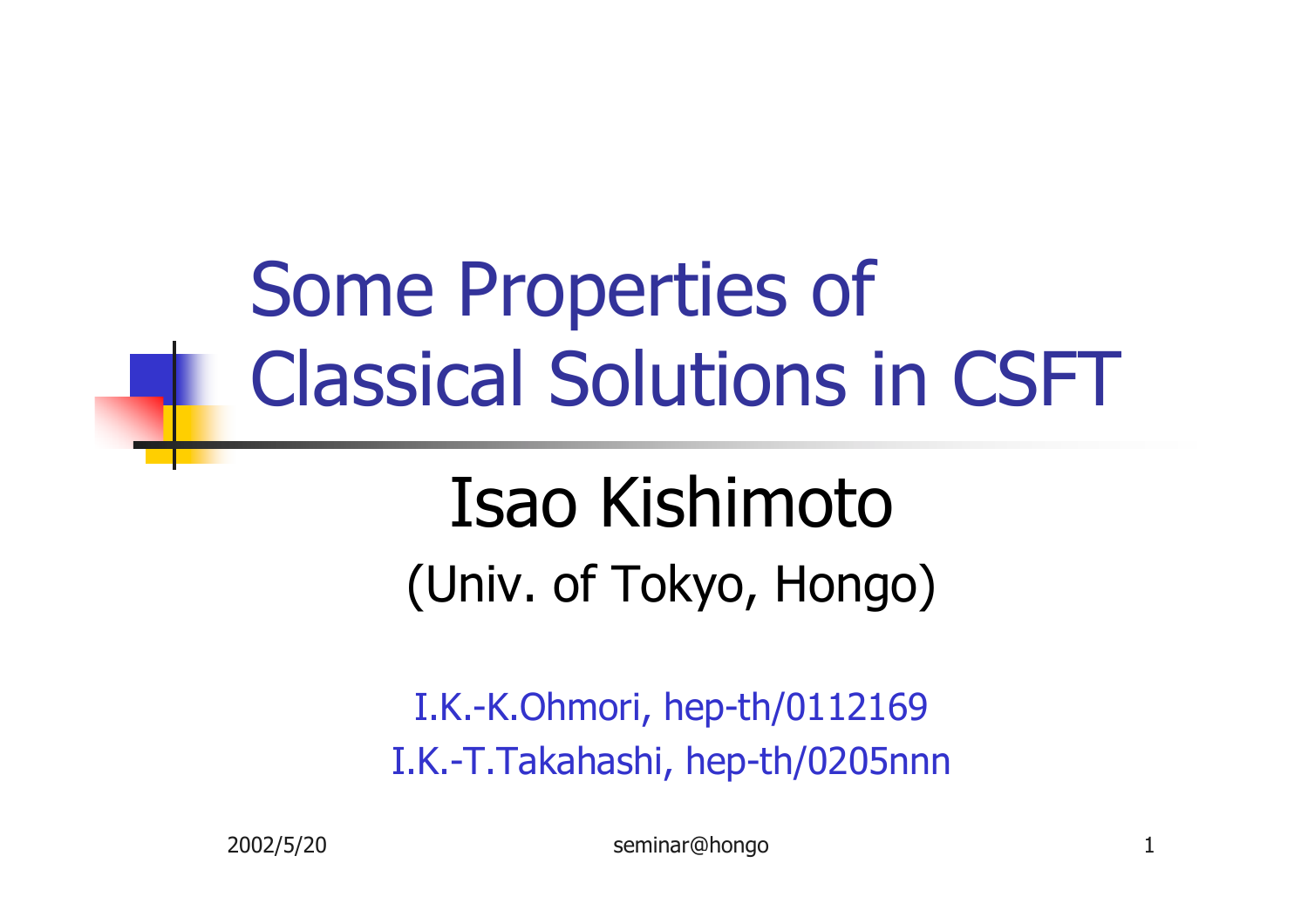# Some Properties of Classical Solutions in CSFT

## Isao Kishimoto

(Univ. of Tokyo, Hongo)

I.K.-K.Ohmori, hep-th/0112169

I.K.-T.Takahashi, hep-th/0205nnn

2002/5/20 seminar@hongo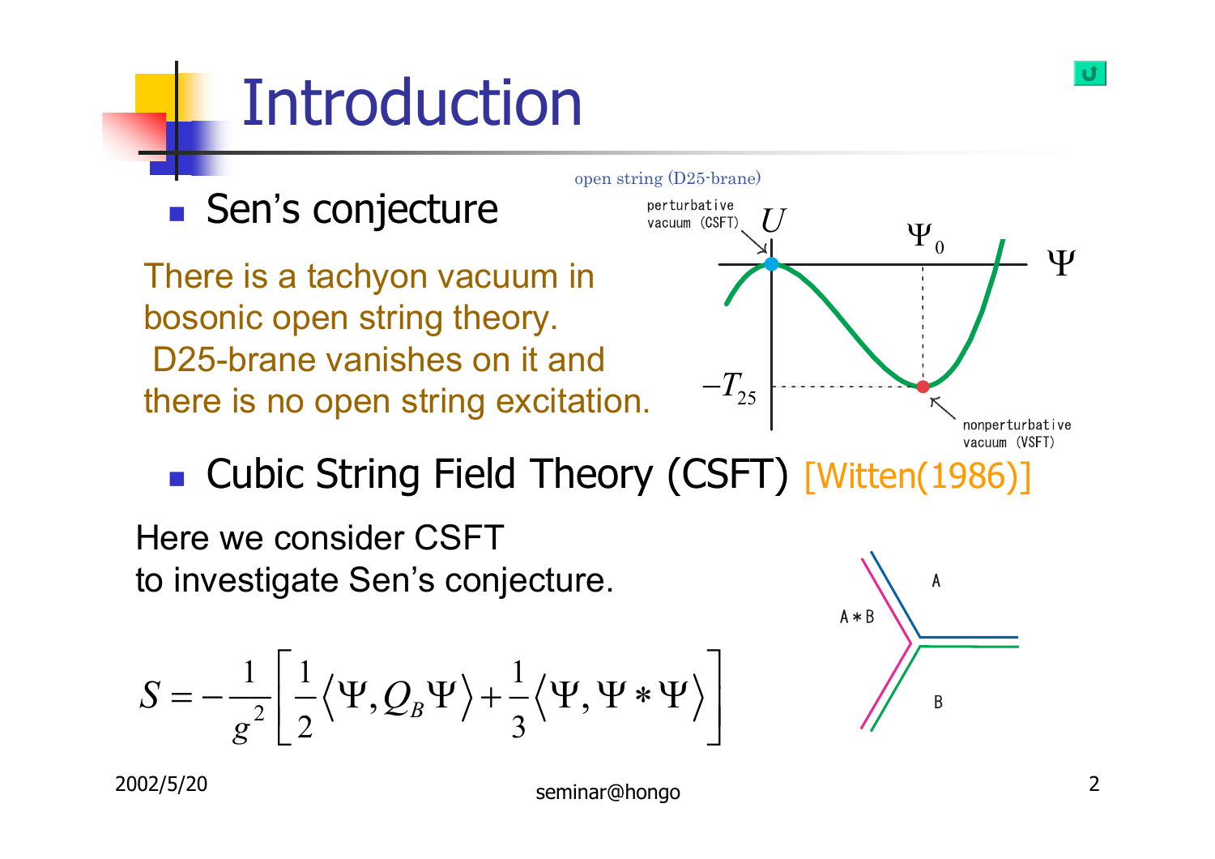# Introduction

- Sen's conjecture

There is a tachyon vacuum in bosonic open string theory.
D25-brane vanishes on it and there is no open string excitation.

open string (D25-brane)

perturbative vacuum (CSFT)

$U$

$\Psi_0$

$\Psi$

$-T_{25}$

nonperturbative vacuum (VSFT)

- Cubic String Field Theory (CSFT) [Witten(1986)]

Here we consider CSFT
to investigate Sen's conjecture.

$$S = -\frac{1}{g^2}\left[\frac{1}{2}\langle \Psi, Q_B \Psi \rangle + \frac{1}{3}\langle \Psi, \Psi * \Psi \rangle\right]$$

A

A ∗ B

B

2002/5/20

seminar@hongo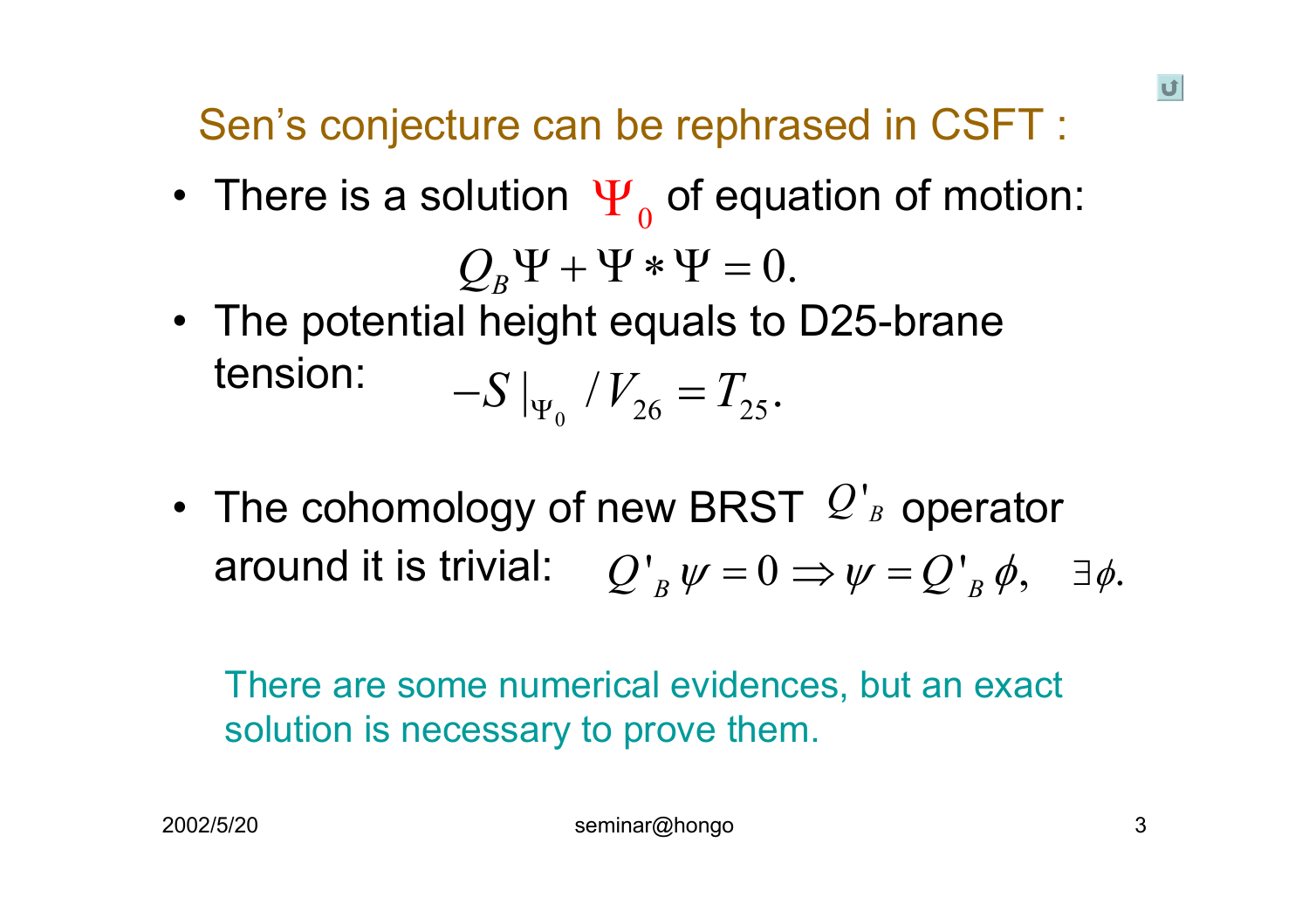## Sen's conjecture can be rephrased in CSFT :

- There is a solution $\Psi_0$ of equation of motion:

$$Q_B \Psi + \Psi * \Psi = 0.$$

- The potential height equals to D25-brane tension: $$-S|_{\Psi_0} / V_{26} = T_{25}.$$

- The cohomology of new BRST $Q'_B$ operator around it is trivial: $$Q'_B \psi = 0 \Rightarrow \psi = Q'_B \phi, \quad \exists \phi.$$

There are some numerical evidences, but an exact solution is necessary to prove them.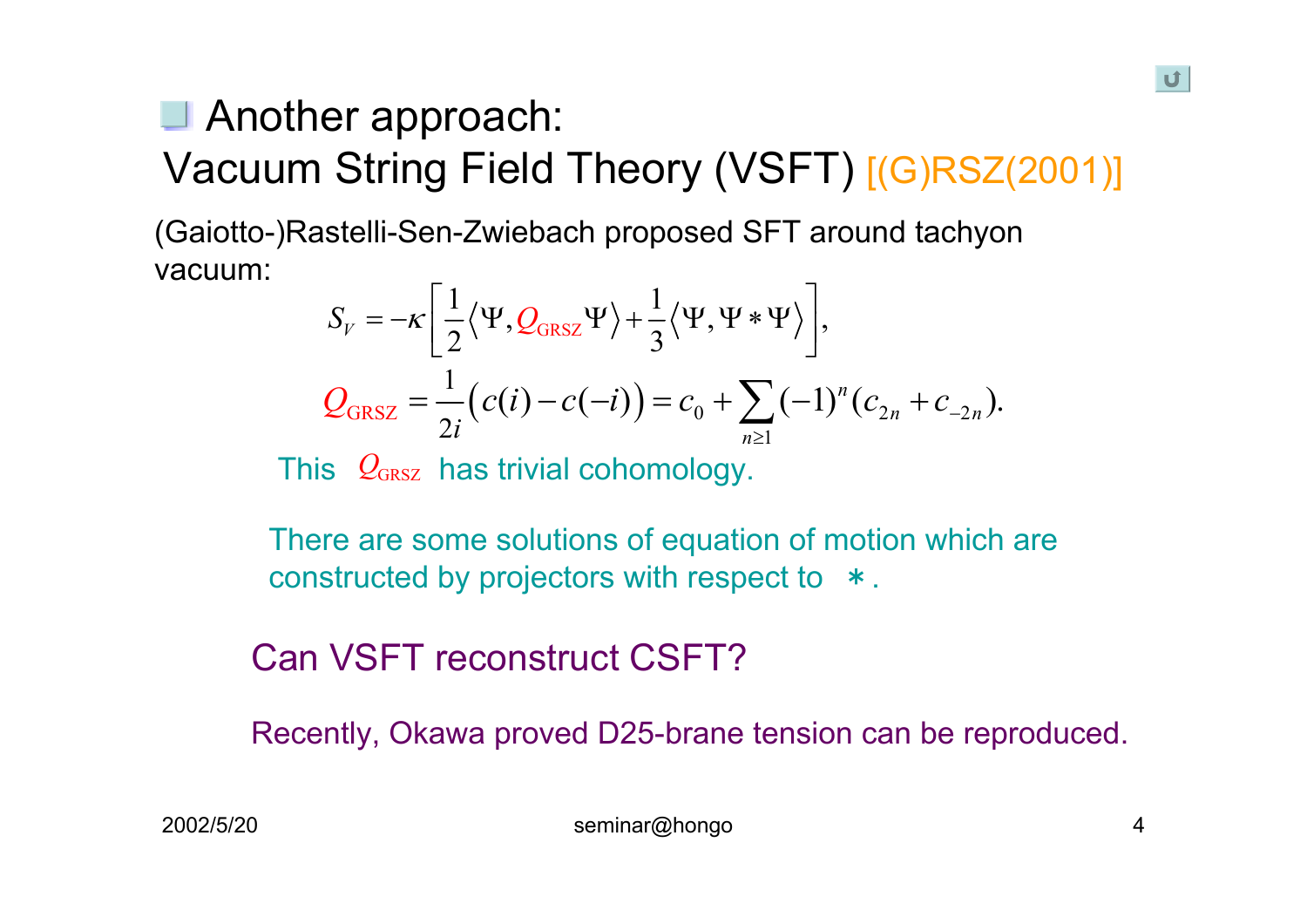## Another approach: Vacuum String Field Theory (VSFT) [(G)RSZ(2001)]

(Gaiotto-)Rastelli-Sen-Zwiebach proposed SFT around tachyon vacuum:

$$S_V = -\kappa\left[\frac{1}{2}\left\langle \Psi, Q_{\mathrm{GRSZ}}\Psi\right\rangle + \frac{1}{3}\left\langle \Psi, \Psi * \Psi\right\rangle\right],$$

$$Q_{\mathrm{GRSZ}} = \frac{1}{2i}\left(c(i) - c(-i)\right) = c_0 + \sum_{n\geq 1}(-1)^n (c_{2n} + c_{-2n}).$$

This $Q_{\mathrm{GRSZ}}$ has trivial cohomology.

There are some solutions of equation of motion which are constructed by projectors with respect to $*$.

Can VSFT reconstruct CSFT?

Recently, Okawa proved D25-brane tension can be reproduced.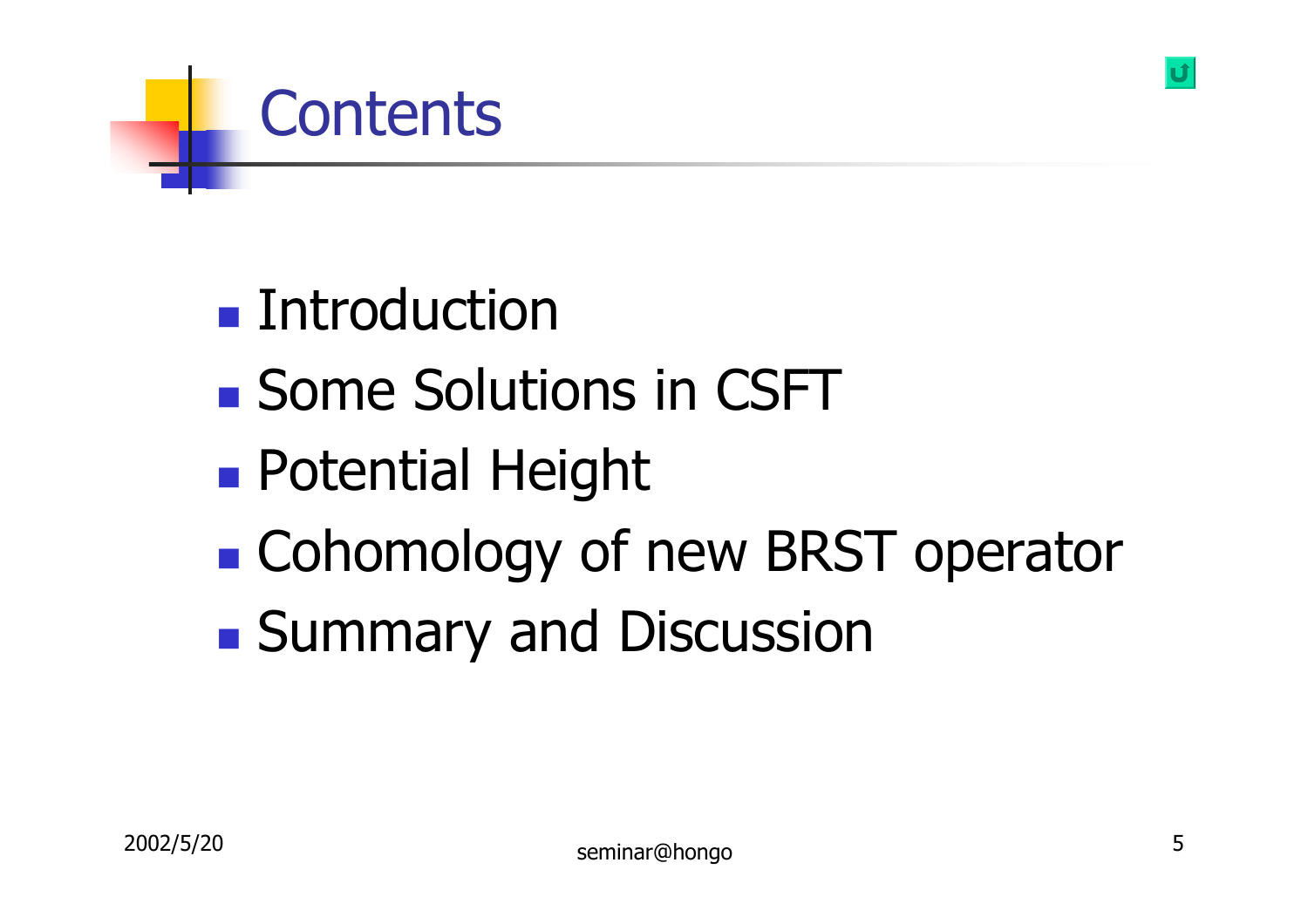# Contents

- Introduction
- Some Solutions in CSFT
- Potential Height
- Cohomology of new BRST operator
- Summary and Discussion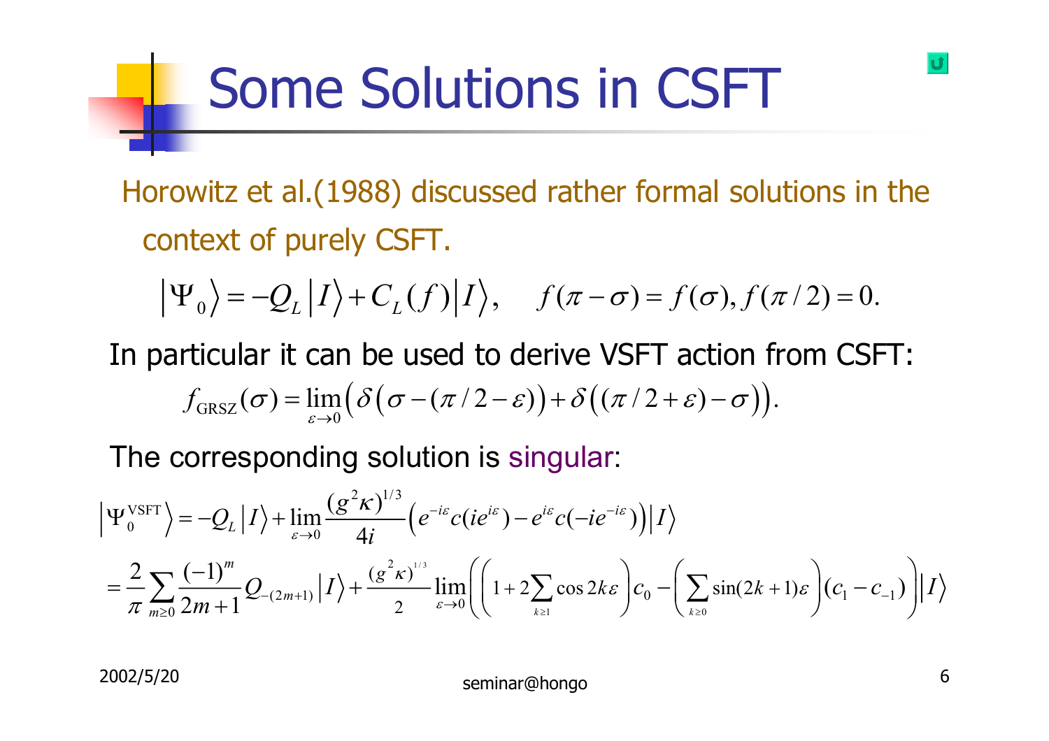# Some Solutions in CSFT

Horowitz et al.(1988) discussed rather formal solutions in the context of purely CSFT.

$$\left|\Psi_0\right\rangle = -Q_L\left|I\right\rangle + C_L(f)\left|I\right\rangle, \quad f(\pi-\sigma)=f(\sigma), f(\pi/2)=0.$$

In particular it can be used to derive VSFT action from CSFT:

$$f_{\mathrm{GRSZ}}(\sigma) = \lim_{\varepsilon\to 0}\Big(\delta\big(\sigma-(\pi/2-\varepsilon)\big)+\delta\big((\pi/2+\varepsilon)-\sigma\big)\Big).$$

The corresponding solution is singular:

$$\begin{aligned}
\left|\Psi_0^{\mathrm{VSFT}}\right\rangle &= -Q_L\left|I\right\rangle + \lim_{\varepsilon\to 0}\frac{(g^2\kappa)^{1/3}}{4i}\left(e^{-i\varepsilon}c(ie^{i\varepsilon}) - e^{i\varepsilon}c(-ie^{-i\varepsilon})\right)\left|I\right\rangle \\
&= \frac{2}{\pi}\sum_{m\geq 0}\frac{(-1)^m}{2m+1}Q_{-(2m+1)}\left|I\right\rangle + \frac{(g^2\kappa)^{1/3}}{2}\lim_{\varepsilon\to 0}\left(\left(1+2\sum_{k\geq 1}\cos 2k\varepsilon\right)c_0 - \left(\sum_{k\geq 0}\sin(2k+1)\varepsilon\right)(c_1-c_{-1})\right)\left|I\right\rangle
\end{aligned}$$

2002/5/20

seminar@hongo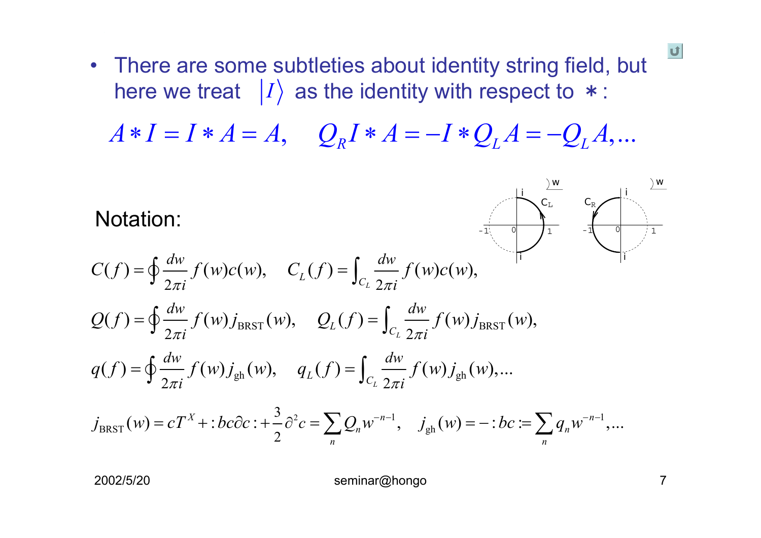- There are some subtleties about identity string field, but here we treat $|I\rangle$ as the identity with respect to $*$:

$$A * I = I * A = A, \quad Q_R I * A = -I * Q_L A = -Q_L A, \ldots$$

Notation:

$$C(f) = \oint \frac{dw}{2\pi i} f(w) c(w), \quad C_L(f) = \int_{C_L} \frac{dw}{2\pi i} f(w) c(w),$$

$$Q(f) = \oint \frac{dw}{2\pi i} f(w) j_{\mathrm{BRST}}(w), \quad Q_L(f) = \int_{C_L} \frac{dw}{2\pi i} f(w) j_{\mathrm{BRST}}(w),$$

$$q(f) = \oint \frac{dw}{2\pi i} f(w) j_{\mathrm{gh}}(w), \quad q_L(f) = \int_{C_L} \frac{dw}{2\pi i} f(w) j_{\mathrm{gh}}(w), \ldots$$

$$j_{\mathrm{BRST}}(w) = cT^X + :bc\partial c: + \frac{3}{2}\partial^2 c = \sum_n Q_n w^{-n-1}, \quad j_{\mathrm{gh}}(w) = -:bc: = \sum_n q_n w^{-n-1}, \ldots$$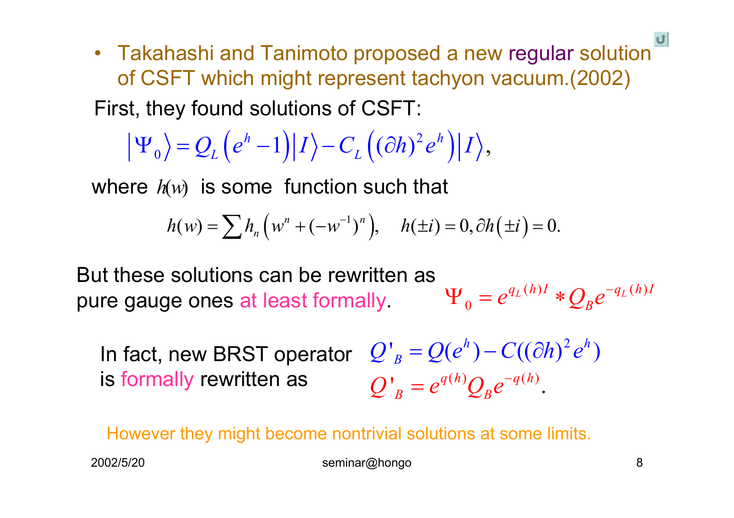- Takahashi and Tanimoto proposed a new regular solution of CSFT which might represent tachyon vacuum.(2002)

First, they found solutions of CSFT:

$$\left|\Psi_0\right\rangle = Q_L\left(e^h - 1\right)\left|I\right\rangle - C_L\left((\partial h)^2 e^h\right)\left|I\right\rangle,$$

where $h(w)$ is some function such that

$$h(w) = \sum h_n\left(w^n + (-w^{-1})^n\right), \quad h(\pm i) = 0, \partial h\left(\pm i\right) = 0.$$

But these solutions can be rewritten as pure gauge ones at least formally.

$$\Psi_0 = e^{q_L(h)I} * Q_B e^{-q_L(h)I}$$

In fact, new BRST operator is formally rewritten as

$$Q'_B = Q(e^h) - C((\partial h)^2 e^h)$$

$$Q'_B = e^{q(h)} Q_B e^{-q(h)}.$$

However they might become nontrivial solutions at some limits.

2002/5/20 seminar@hongo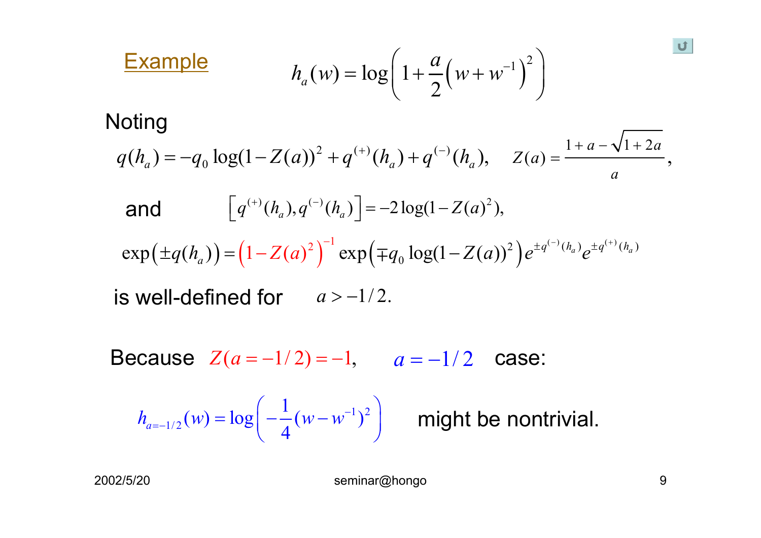## Example

$$h_a(w) = \log\left(1 + \frac{a}{2}\left(w + w^{-1}\right)^2\right)$$

Noting

$$q(h_a) = -q_0 \log(1 - Z(a))^2 + q^{(+)}(h_a) + q^{(-)}(h_a), \quad Z(a) = \frac{1 + a - \sqrt{1+2a}}{a},$$

and $\quad \left[q^{(+)}(h_a), q^{(-)}(h_a)\right] = -2\log(1 - Z(a)^2),$

$$\exp\left(\pm q(h_a)\right) = \left(1 - Z(a)^2\right)^{-1} \exp\left(\mp q_0 \log(1 - Z(a))^2\right) e^{\pm q^{(-)}(h_a)} e^{\pm q^{(+)}(h_a)}$$

is well-defined for $\quad a > -1/2.$

Because $Z(a = -1/2) = -1, \qquad a = -1/2 \quad$ case:

$$h_{a=-1/2}(w) = \log\left(-\frac{1}{4}(w - w^{-1})^2\right)$$

might be nontrivial.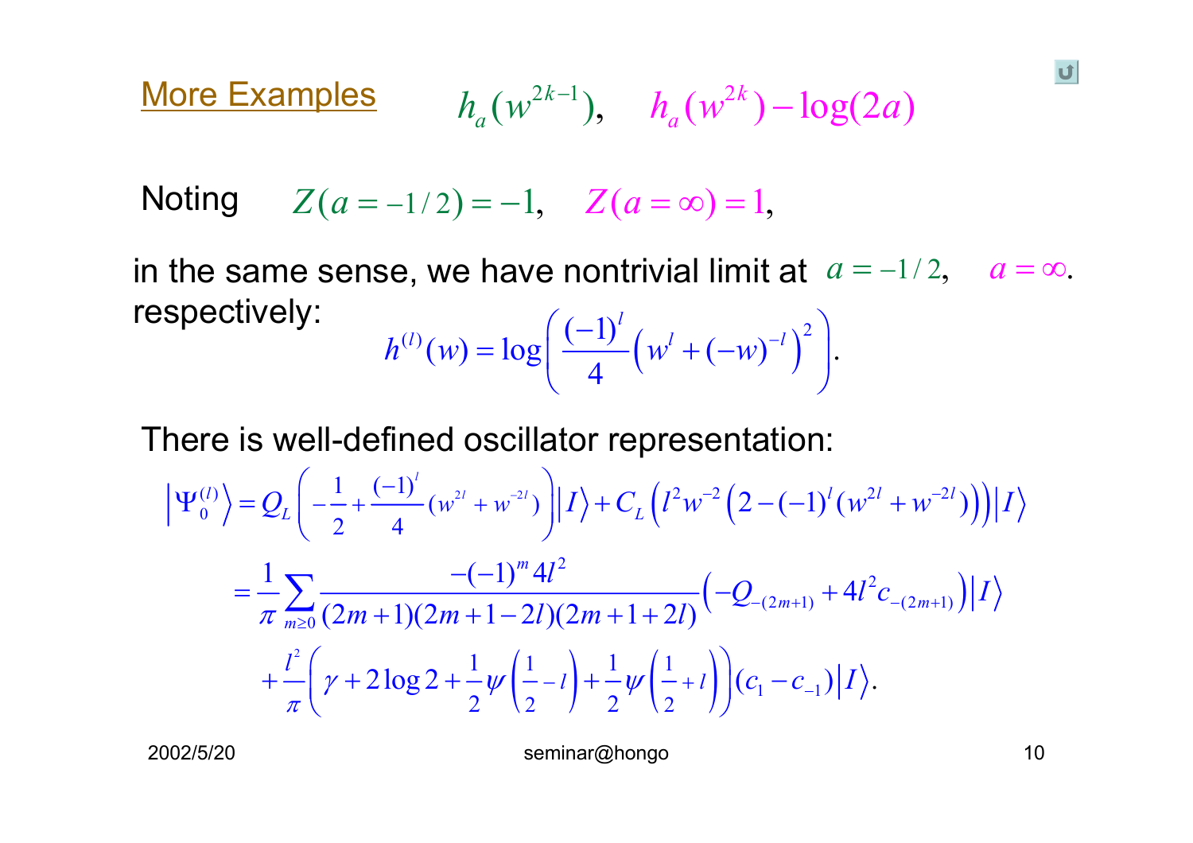## More Examples $\quad h_a(w^{2k-1}), \quad h_a(w^{2k}) - \log(2a)$

Noting $\quad Z(a=-1/2) = -1, \quad Z(a=\infty) = 1,$

in the same sense, we have nontrivial limit at $a=-1/2, \quad a=\infty.$ respectively:

$$h^{(l)}(w) = \log\left(\frac{(-1)^l}{4}\left(w^l + (-w)^{-l}\right)^2\right).$$

There is well-defined oscillator representation:

$$
\begin{aligned}
\left|\Psi_0^{(l)}\right\rangle &= Q_L\left(-\frac{1}{2} + \frac{(-1)^l}{4}(w^{2l} + w^{-2l})\right)\left|I\right\rangle + C_L\left(l^2 w^{-2}\left(2 - (-1)^l (w^{2l} + w^{-2l})\right)\right)\left|I\right\rangle \\
&= \frac{1}{\pi}\sum_{m\geq 0}\frac{-(-1)^m 4l^2}{(2m+1)(2m+1-2l)(2m+1+2l)}\left(-Q_{-(2m+1)} + 4l^2 c_{-(2m+1)}\right)\left|I\right\rangle \\
&\quad + \frac{l^2}{\pi}\left(\gamma + 2\log 2 + \frac{1}{2}\psi\left(\frac{1}{2}-l\right) + \frac{1}{2}\psi\left(\frac{1}{2}+l\right)\right)(c_1 - c_{-1})\left|I\right\rangle.
\end{aligned}
$$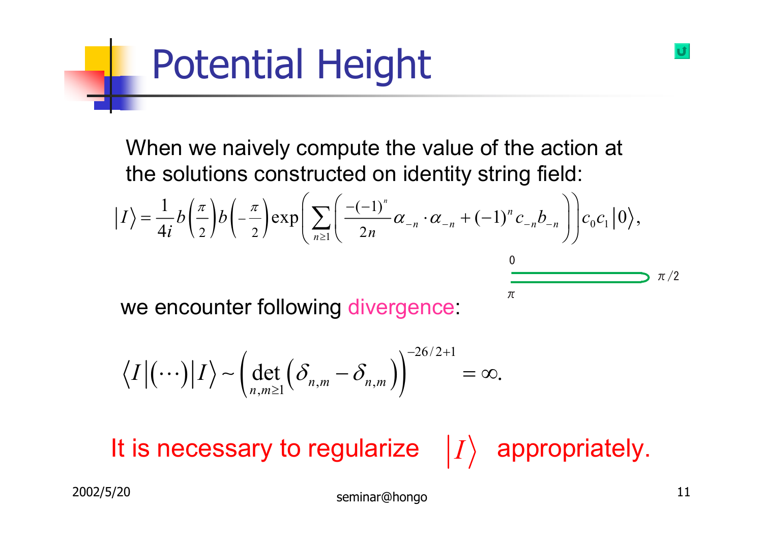# Potential Height

When we naively compute the value of the action at the solutions constructed on identity string field:

$$|I\rangle = \frac{1}{4i} b\left(\frac{\pi}{2}\right) b\left(-\frac{\pi}{2}\right) \exp\left( \sum_{n\geq 1} \left( \frac{-(-1)^n}{2n} \alpha_{-n} \cdot \alpha_{-n} + (-1)^n c_{-n} b_{-n} \right) \right) c_0 c_1 |0\rangle,$$

0

$\pi/2$

$\pi$

we encounter following divergence:

$$\langle I | (\cdots) | I \rangle \sim \left( \det_{n,m\geq 1} \left( \delta_{n,m} - \delta_{n,m} \right) \right)^{-26/2+1} = \infty.$$

It is necessary to regularize $|I\rangle$ appropriately.

2002/5/20

seminar@hongo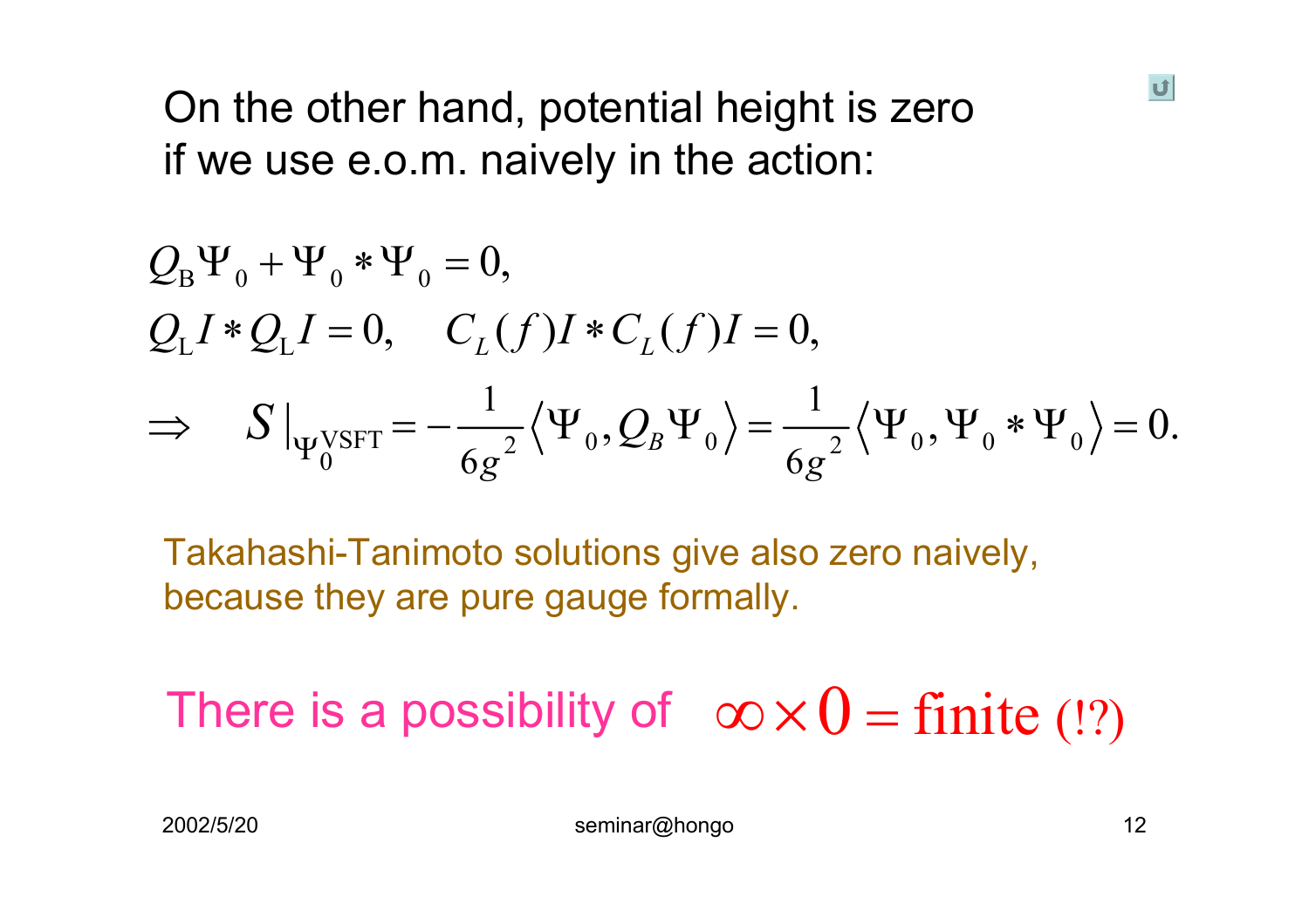On the other hand, potential height is zero if we use e.o.m. naively in the action:

$$Q_{\mathrm{B}}\Psi_0 + \Psi_0 * \Psi_0 = 0,$$

$$Q_{\mathrm{L}} I * Q_{\mathrm{L}} I = 0, \quad C_L(f) I * C_L(f) I = 0,$$

$$\Rightarrow \quad S|_{\Psi_0^{\mathrm{VSFT}}} = -\frac{1}{6g^2}\left\langle \Psi_0, Q_B \Psi_0 \right\rangle = \frac{1}{6g^2}\left\langle \Psi_0, \Psi_0 * \Psi_0 \right\rangle = 0.$$

Takahashi-Tanimoto solutions give also zero naively, because they are pure gauge formally.

There is a possibility of $\infty \times 0 = \mathrm{finite}$ (!?)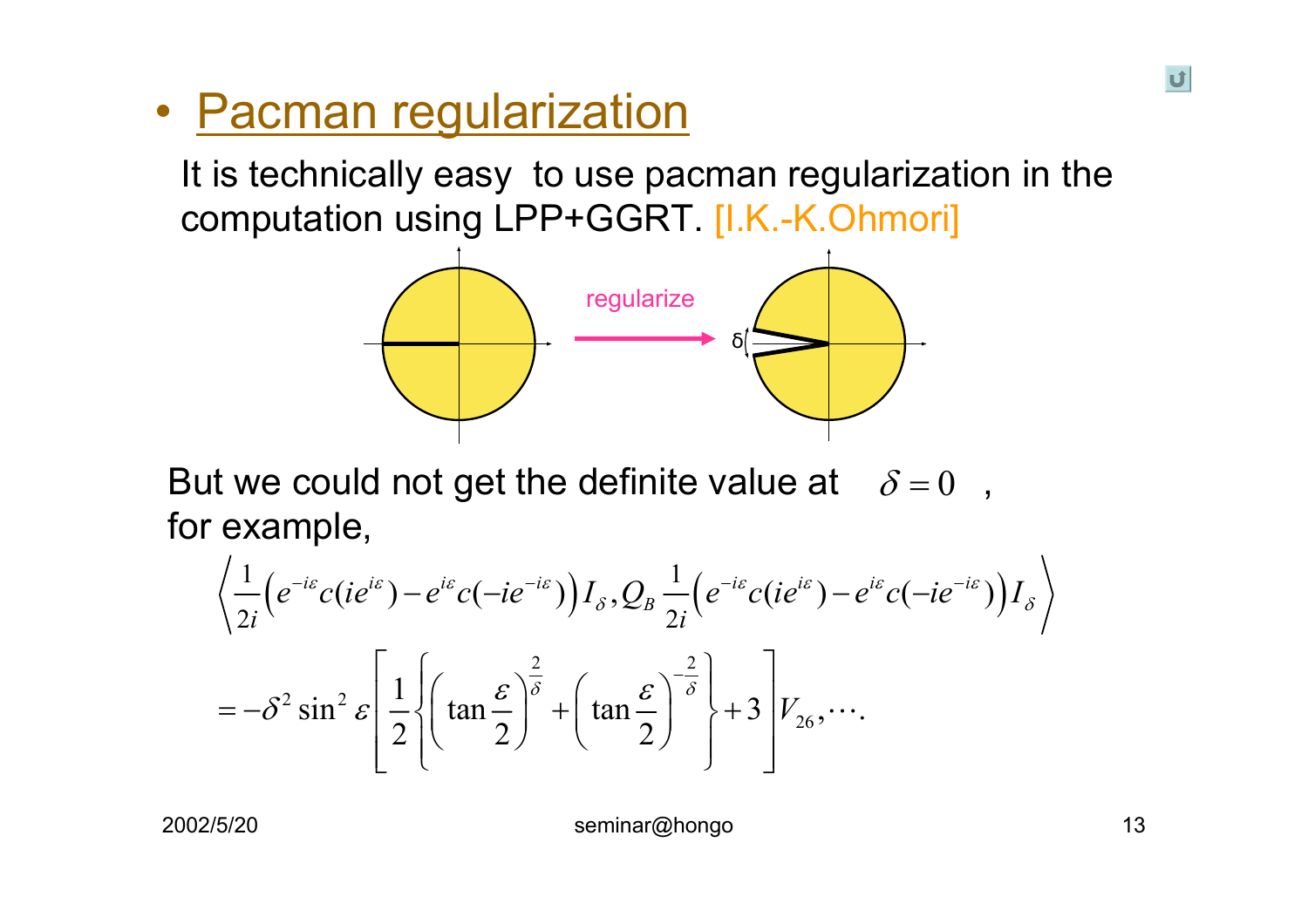- Pacman regularization

It is technically easy to use pacman regularization in the computation using LPP+GGRT. [I.K.-K.Ohmori]

regularize

δ

But we could not get the definite value at $\delta = 0$ , for example,

$$\left\langle \frac{1}{2i}\left(e^{-i\varepsilon}c(ie^{i\varepsilon}) - e^{i\varepsilon}c(-ie^{-i\varepsilon})\right)I_\delta, Q_B \frac{1}{2i}\left(e^{-i\varepsilon}c(ie^{i\varepsilon}) - e^{i\varepsilon}c(-ie^{-i\varepsilon})\right)I_\delta \right\rangle$$

$$= -\delta^2 \sin^2 \varepsilon \left[ \frac{1}{2}\left\{ \left(\tan\frac{\varepsilon}{2}\right)^{\frac{2}{\delta}} + \left(\tan\frac{\varepsilon}{2}\right)^{-\frac{2}{\delta}} \right\} + 3 \right] V_{26}, \cdots.$$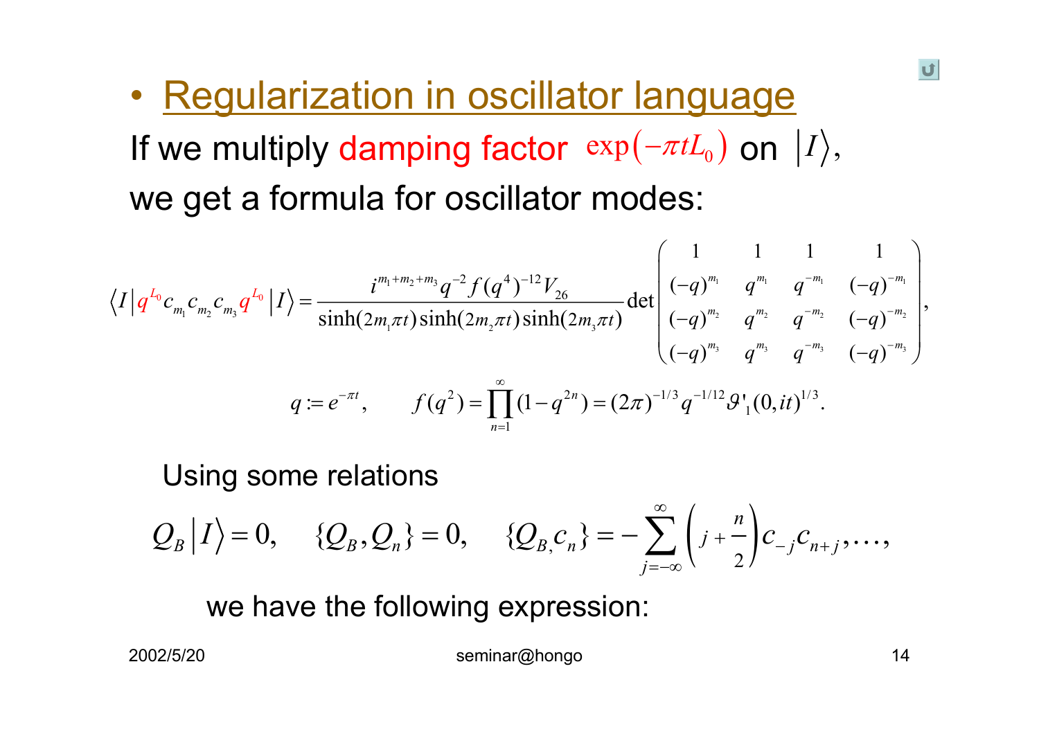- Regularization in oscillator language

If we multiply damping factor $\exp(-\pi t L_0)$ on $|I\rangle$, we get a formula for oscillator modes:

$$\langle I | q^{L_0} c_{m_1} c_{m_2} c_{m_3} q^{L_0} | I \rangle = \frac{i^{m_1+m_2+m_3} q^{-2} f(q^4)^{-12} V_{26}}{\sinh(2m_1 \pi t)\sinh(2m_2 \pi t)\sinh(2m_3 \pi t)} \det \begin{pmatrix} 1 & 1 & 1 & 1 \\ (-q)^{m_1} & q^{m_1} & q^{-m_1} & (-q)^{-m_1} \\ (-q)^{m_2} & q^{m_2} & q^{-m_2} & (-q)^{-m_2} \\ (-q)^{m_3} & q^{m_3} & q^{-m_3} & (-q)^{-m_3} \end{pmatrix},$$

$$q := e^{-\pi t}, \qquad f(q^2) = \prod_{n=1}^{\infty}(1-q^{2n}) = (2\pi)^{-1/3} q^{-1/12} \vartheta'_1(0,it)^{1/3}.$$

Using some relations

$$Q_B |I\rangle = 0, \quad \{Q_B, Q_n\} = 0, \quad \{Q_B, c_n\} = -\sum_{j=-\infty}^{\infty}\left(j + \frac{n}{2}\right) c_{-j} c_{n+j}, \ldots,$$

we have the following expression: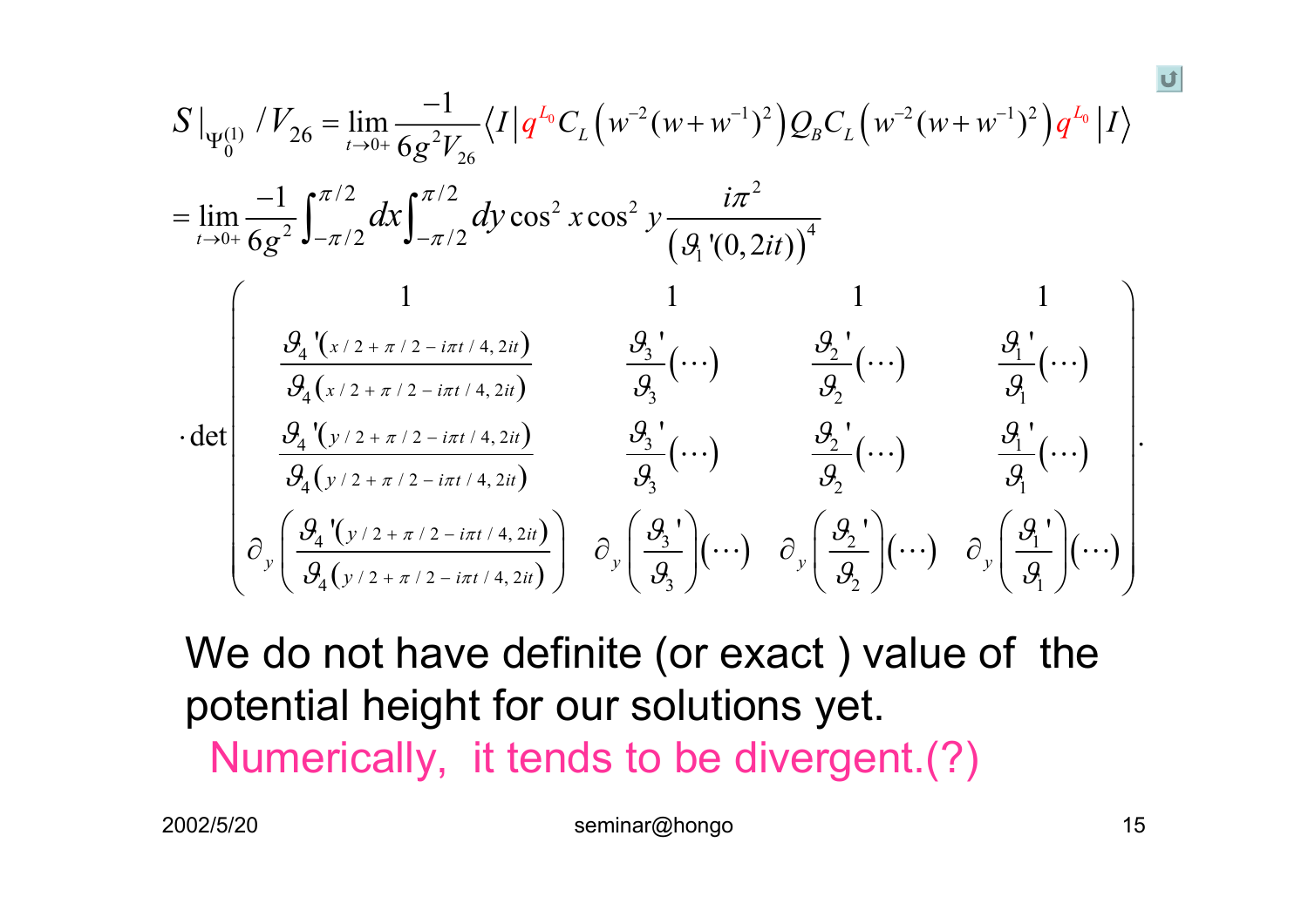$$
S|_{\Psi_0^{(1)}}/V_{26} = \lim_{t\to 0+} \frac{-1}{6g^2 V_{26}} \left\langle I \right| q^{L_0} C_L\left(w^{-2}(w+w^{-1})^2\right) Q_B C_L\left(w^{-2}(w+w^{-1})^2\right) q^{L_0} \left| I \right\rangle
$$

$$
= \lim_{t\to 0+} \frac{-1}{6g^2} \int_{-\pi/2}^{\pi/2} dx \int_{-\pi/2}^{\pi/2} dy \cos^2 x \cos^2 y \frac{i\pi^2}{\left(\vartheta_1{}'(0,2it)\right)^4}
$$

$$
\cdot \det \begin{pmatrix}
1 & 1 & 1 & 1 \\
\dfrac{\vartheta_4{}'\left(x/2+\pi/2-i\pi t/4, 2it\right)}{\vartheta_4\left(x/2+\pi/2-i\pi t/4, 2it\right)} & \dfrac{\vartheta_3{}'}{\vartheta_3}(\cdots) & \dfrac{\vartheta_2{}'}{\vartheta_2}(\cdots) & \dfrac{\vartheta_1{}'}{\vartheta_1}(\cdots) \\
\dfrac{\vartheta_4{}'\left(y/2+\pi/2-i\pi t/4, 2it\right)}{\vartheta_4\left(y/2+\pi/2-i\pi t/4, 2it\right)} & \dfrac{\vartheta_3{}'}{\vartheta_3}(\cdots) & \dfrac{\vartheta_2{}'}{\vartheta_2}(\cdots) & \dfrac{\vartheta_1{}'}{\vartheta_1}(\cdots) \\
\partial_y\left(\dfrac{\vartheta_4{}'\left(y/2+\pi/2-i\pi t/4, 2it\right)}{\vartheta_4\left(y/2+\pi/2-i\pi t/4, 2it\right)}\right) & \partial_y\left(\dfrac{\vartheta_3{}'}{\vartheta_3}\right)(\cdots) & \partial_y\left(\dfrac{\vartheta_2{}'}{\vartheta_2}\right)(\cdots) & \partial_y\left(\dfrac{\vartheta_1{}'}{\vartheta_1}\right)(\cdots)
\end{pmatrix}.
$$

We do not have definite (or exact ) value of the potential height for our solutions yet.

Numerically, it tends to be divergent.(?)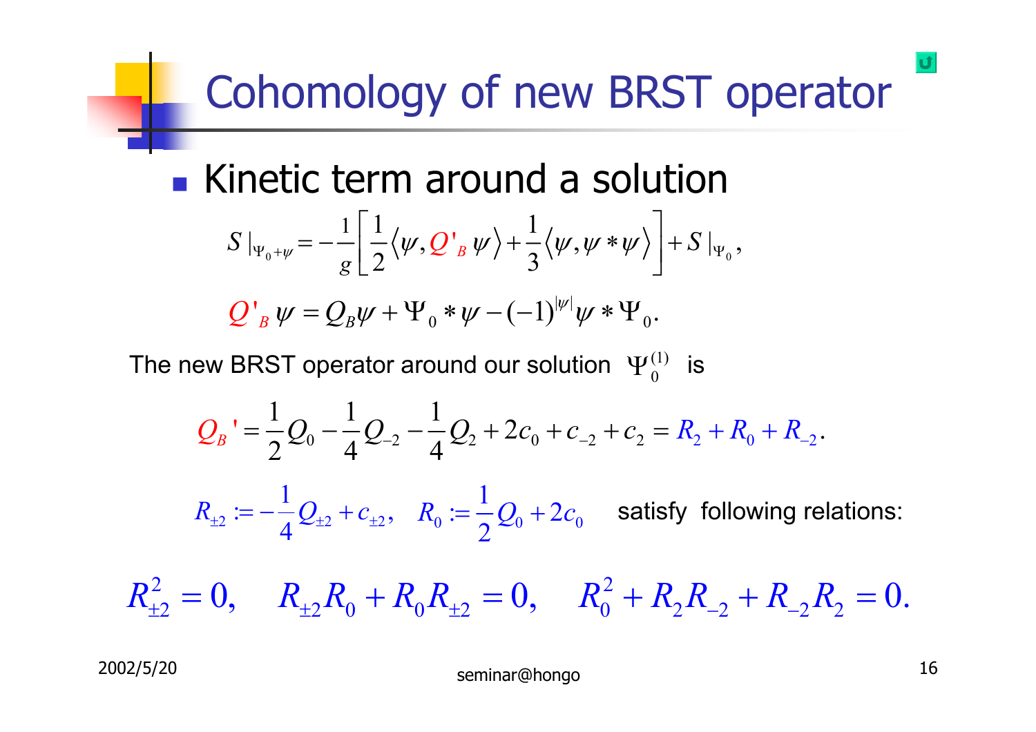# Cohomology of new BRST operator

- Kinetic term around a solution

$$S|_{\Psi_0+\psi} = -\frac{1}{g}\left[\frac{1}{2}\langle\psi, Q'_B\,\psi\rangle + \frac{1}{3}\langle\psi, \psi * \psi\rangle\right] + S|_{\Psi_0},$$

$$Q'_B\,\psi = Q_B\psi + \Psi_0 * \psi - (-1)^{|\psi|}\psi * \Psi_0.$$

The new BRST operator around our solution $\Psi_0^{(1)}$ is

$$Q_B{}' = \frac{1}{2}Q_0 - \frac{1}{4}Q_{-2} - \frac{1}{4}Q_2 + 2c_0 + c_{-2} + c_2 = R_2 + R_0 + R_{-2}.$$

$R_{\pm 2} := -\frac{1}{4}Q_{\pm 2} + c_{\pm 2}, \quad R_0 := \frac{1}{2}Q_0 + 2c_0$ satisfy following relations:

$$R_{\pm 2}^2 = 0, \quad R_{\pm 2}R_0 + R_0 R_{\pm 2} = 0, \quad R_0^2 + R_2 R_{-2} + R_{-2}R_2 = 0.$$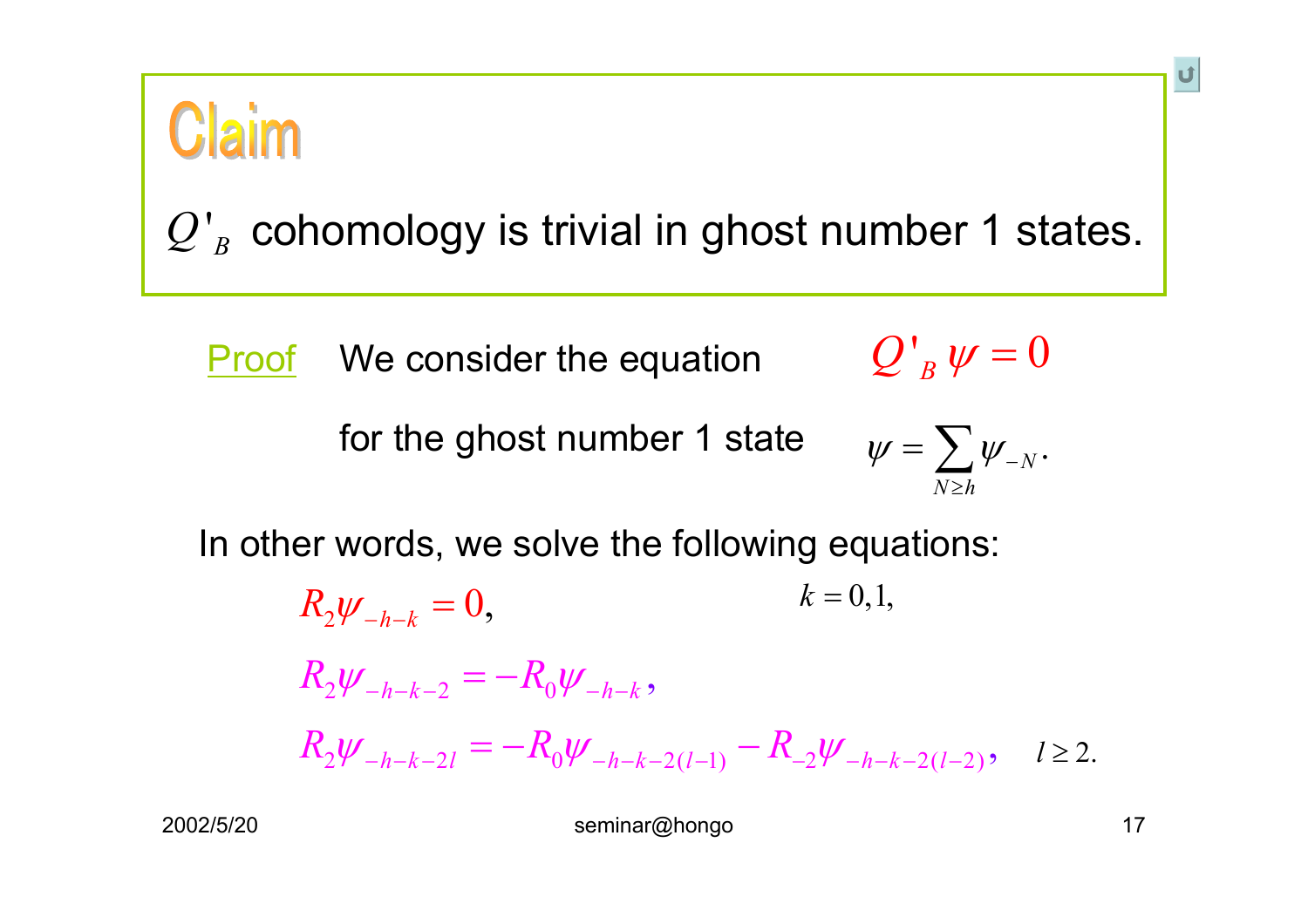## Claim

$Q'_B$ cohomology is trivial in ghost number 1 states.

Proof  We consider the equation $Q'_B \psi = 0$

for the ghost number 1 state $\psi = \sum_{N \geq h} \psi_{-N}.$

In other words, we solve the following equations:

$$R_2 \psi_{-h-k} = 0, \qquad k = 0, 1,$$

$$R_2 \psi_{-h-k-2} = -R_0 \psi_{-h-k},$$

$$R_2 \psi_{-h-k-2l} = -R_0 \psi_{-h-k-2(l-1)} - R_{-2} \psi_{-h-k-2(l-2)}, \quad l \geq 2.$$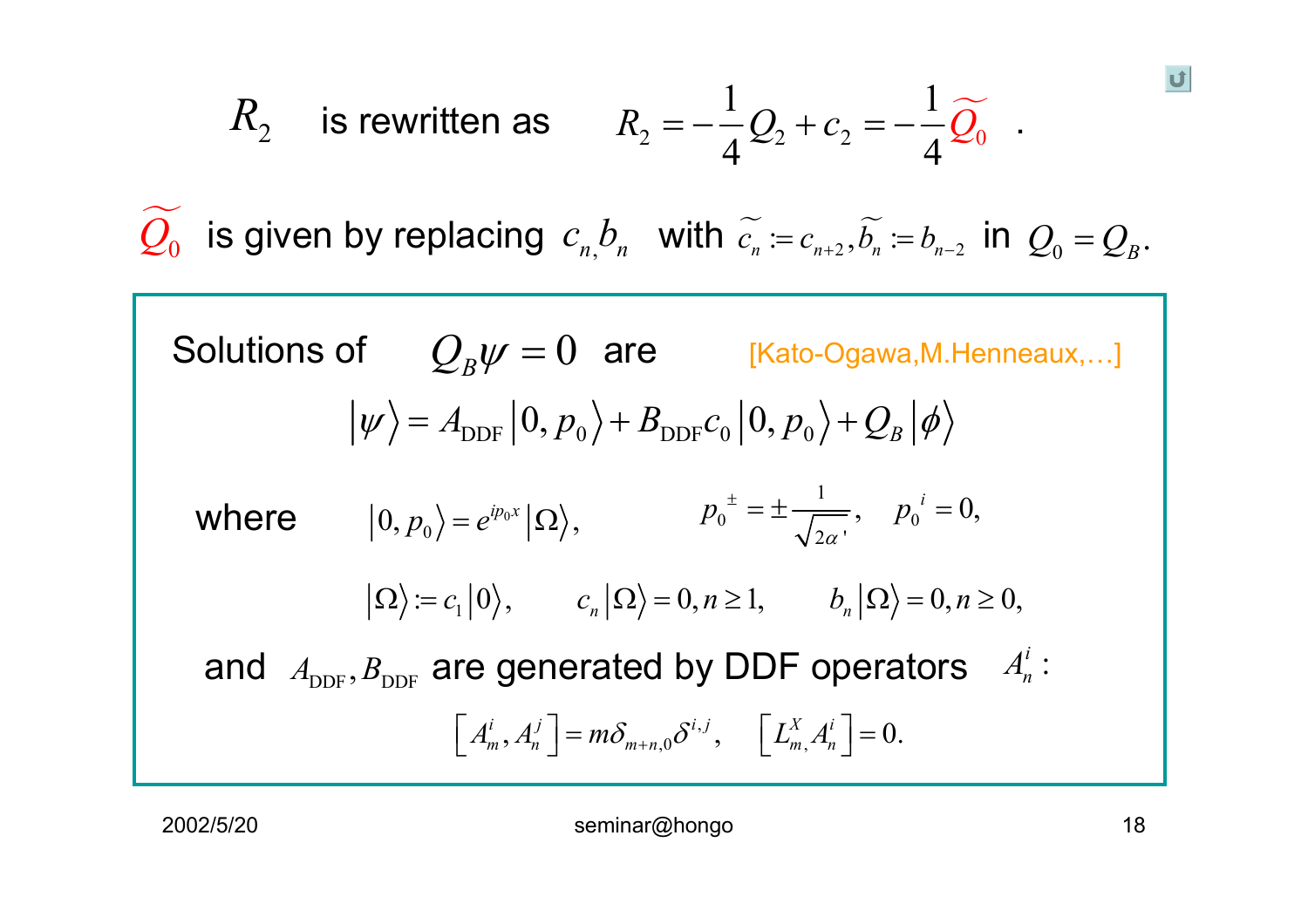$R_2$ is rewritten as $R_2 = -\frac{1}{4}Q_2 + c_2 = -\frac{1}{4}\widetilde{Q_0}$ .

$\widetilde{Q_0}$ is given by replacing $c_n, b_n$ with $\widetilde{c_n} := c_{n+2}, \widetilde{b_n} := b_{n-2}$ in $Q_0 = Q_B$.

Solutions of $Q_B \psi = 0$ are [Kato-Ogawa,M.Henneaux,…]

$$\left|\psi\right\rangle = A_{\text{DDF}}\left|0, p_0\right\rangle + B_{\text{DDF}} c_0 \left|0, p_0\right\rangle + Q_B \left|\phi\right\rangle$$

where $\left|0, p_0\right\rangle = e^{ip_0 x}\left|\Omega\right\rangle$, $\quad p_0^{\pm} = \pm\frac{1}{\sqrt{2\alpha'}}, \quad p_0^{\,i} = 0,$

$$\left|\Omega\right\rangle := c_1\left|0\right\rangle, \qquad c_n\left|\Omega\right\rangle = 0, n \geq 1, \qquad b_n\left|\Omega\right\rangle = 0, n \geq 0,$$

and $A_{\text{DDF}}, B_{\text{DDF}}$ are generated by DDF operators $A_n^i$ :

$$\left[A_m^i, A_n^j\right] = m\delta_{m+n,0}\delta^{i,j}, \quad \left[L_m^X, A_n^i\right] = 0.$$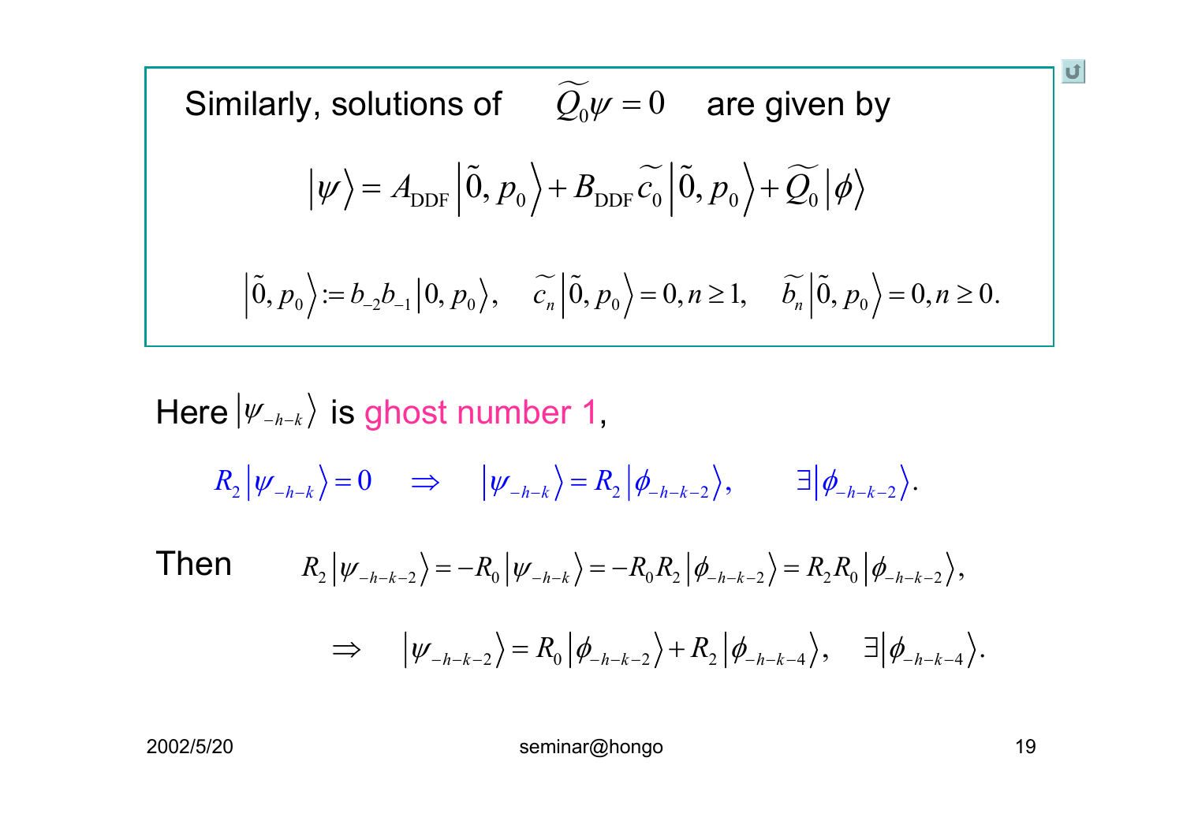Similarly, solutions of $\widetilde{Q_0}\psi = 0$ are given by

$$|\psi\rangle = A_{\text{DDF}}\left|\tilde{0}, p_0\right\rangle + B_{\text{DDF}}\widetilde{c_0}\left|\tilde{0}, p_0\right\rangle + \widetilde{Q_0}\left|\phi\right\rangle$$

$$\left|\tilde{0}, p_0\right\rangle := b_{-2}b_{-1}\left|0, p_0\right\rangle, \quad \widetilde{c_n}\left|\tilde{0}, p_0\right\rangle = 0, n \geq 1, \quad \widetilde{b_n}\left|\tilde{0}, p_0\right\rangle = 0, n \geq 0.$$

Here $\left|\psi_{-h-k}\right\rangle$ is ghost number 1,

$$R_2\left|\psi_{-h-k}\right\rangle = 0 \quad \Rightarrow \quad \left|\psi_{-h-k}\right\rangle = R_2\left|\phi_{-h-k-2}\right\rangle, \qquad \exists\left|\phi_{-h-k-2}\right\rangle.$$

Then

$$R_2\left|\psi_{-h-k-2}\right\rangle = -R_0\left|\psi_{-h-k}\right\rangle = -R_0R_2\left|\phi_{-h-k-2}\right\rangle = R_2R_0\left|\phi_{-h-k-2}\right\rangle,$$

$$\Rightarrow \quad \left|\psi_{-h-k-2}\right\rangle = R_0\left|\phi_{-h-k-2}\right\rangle + R_2\left|\phi_{-h-k-4}\right\rangle, \quad \exists\left|\phi_{-h-k-4}\right\rangle.$$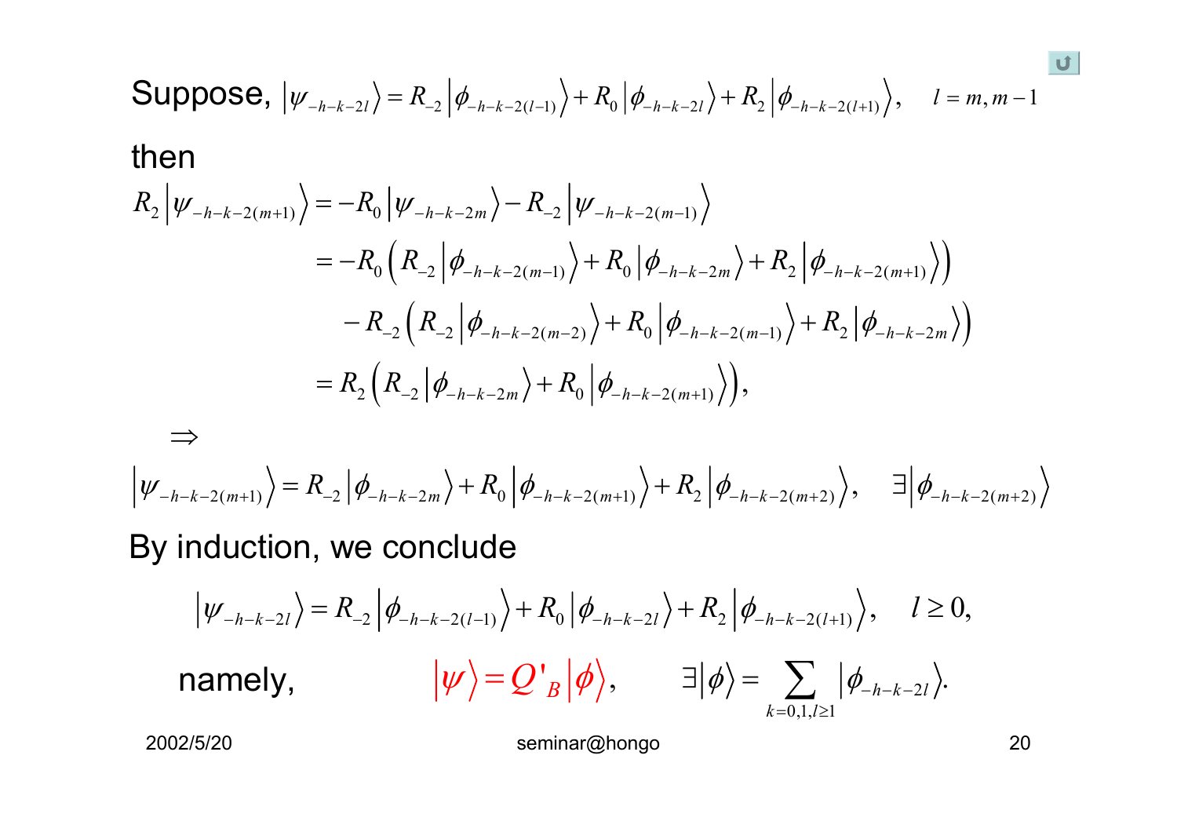Suppose, $\left|\psi_{-h-k-2l}\right\rangle = R_{-2}\left|\phi_{-h-k-2(l-1)}\right\rangle + R_0\left|\phi_{-h-k-2l}\right\rangle + R_2\left|\phi_{-h-k-2(l+1)}\right\rangle, \quad l = m, m-1$

then

$$
\begin{aligned}
R_2\left|\psi_{-h-k-2(m+1)}\right\rangle &= -R_0\left|\psi_{-h-k-2m}\right\rangle - R_{-2}\left|\psi_{-h-k-2(m-1)}\right\rangle \\
&= -R_0\left(R_{-2}\left|\phi_{-h-k-2(m-1)}\right\rangle + R_0\left|\phi_{-h-k-2m}\right\rangle + R_2\left|\phi_{-h-k-2(m+1)}\right\rangle\right) \\
&\quad - R_{-2}\left(R_{-2}\left|\phi_{-h-k-2(m-2)}\right\rangle + R_0\left|\phi_{-h-k-2(m-1)}\right\rangle + R_2\left|\phi_{-h-k-2m}\right\rangle\right) \\
&= R_2\left(R_{-2}\left|\phi_{-h-k-2m}\right\rangle + R_0\left|\phi_{-h-k-2(m+1)}\right\rangle\right),
\end{aligned}
$$

$\Rightarrow$

$$
\left|\psi_{-h-k-2(m+1)}\right\rangle = R_{-2}\left|\phi_{-h-k-2m}\right\rangle + R_0\left|\phi_{-h-k-2(m+1)}\right\rangle + R_2\left|\phi_{-h-k-2(m+2)}\right\rangle, \quad \exists\left|\phi_{-h-k-2(m+2)}\right\rangle
$$

By induction, we conclude

$$
\left|\psi_{-h-k-2l}\right\rangle = R_{-2}\left|\phi_{-h-k-2(l-1)}\right\rangle + R_0\left|\phi_{-h-k-2l}\right\rangle + R_2\left|\phi_{-h-k-2(l+1)}\right\rangle, \quad l \geq 0,
$$

namely, $\left|\psi\right\rangle = Q'_B\left|\phi\right\rangle, \qquad \exists\left|\phi\right\rangle = \sum_{k=0,1,l\geq 1}\left|\phi_{-h-k-2l}\right\rangle.$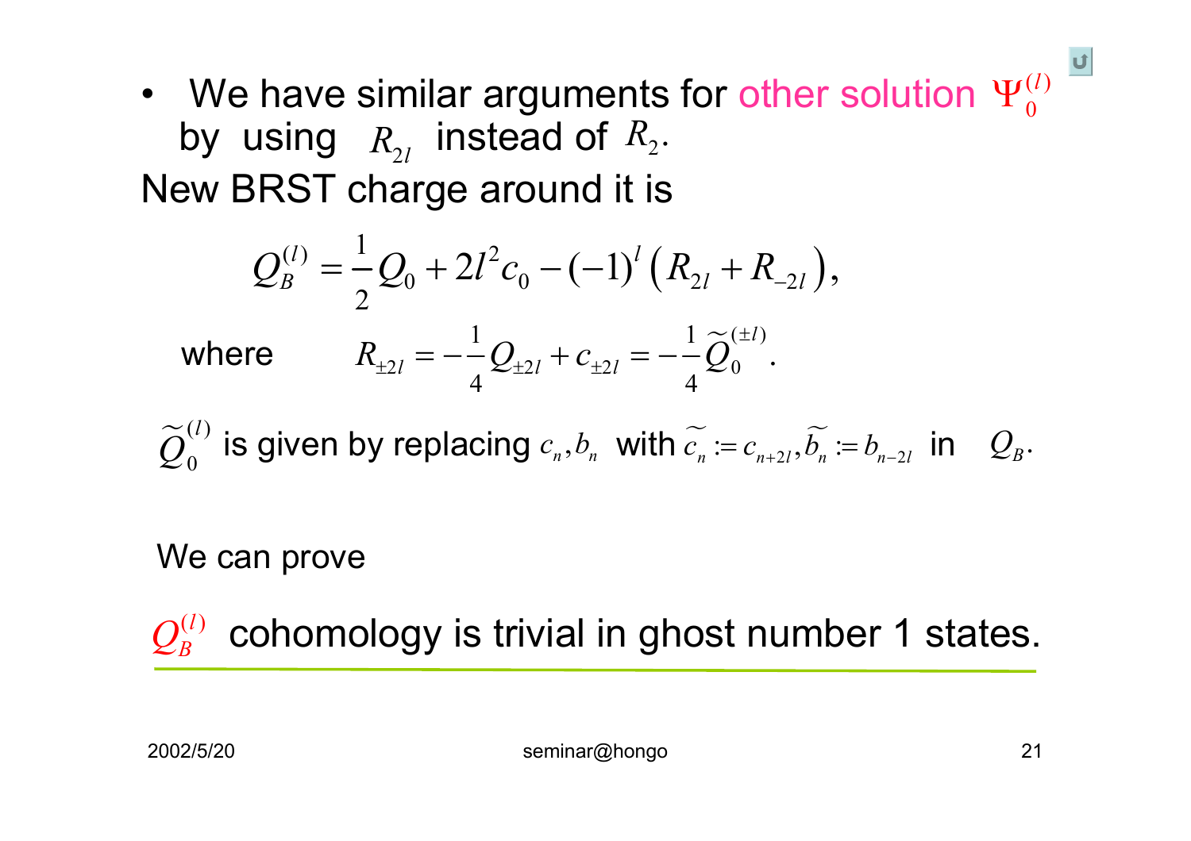- We have similar arguments for other solution $\Psi_0^{(l)}$ by using $R_{2l}$ instead of $R_2$.

New BRST charge around it is

$$Q_B^{(l)} = \frac{1}{2} Q_0 + 2l^2 c_0 - (-1)^l \left( R_{2l} + R_{-2l} \right),$$

where $$R_{\pm 2l} = -\frac{1}{4} Q_{\pm 2l} + c_{\pm 2l} = -\frac{1}{4} \widetilde{Q}_0^{(\pm l)}.$$

$\widetilde{Q}_0^{(l)}$ is given by replacing $c_n, b_n$ with $\widetilde{c_n} := c_{n+2l}, \widetilde{b_n} := b_{n-2l}$ in $Q_B$.

We can prove

$Q_B^{(l)}$ cohomology is trivial in ghost number 1 states.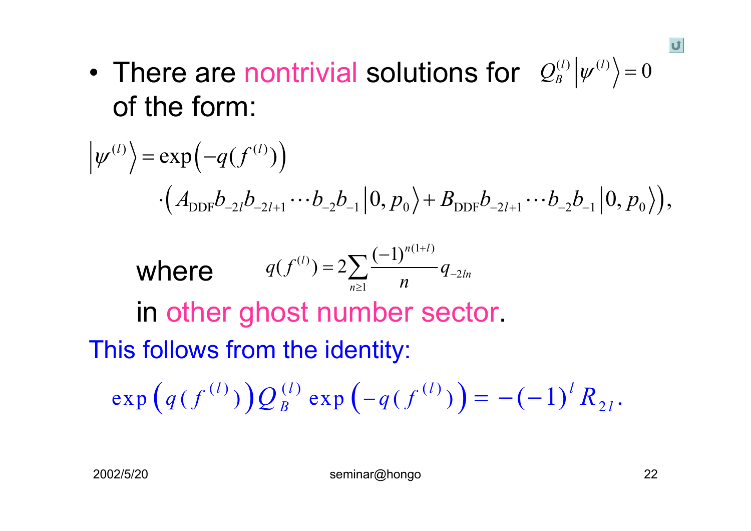- There are nontrivial solutions for $Q_B^{(l)}\left|\psi^{(l)}\right\rangle = 0$ of the form:

$$\left|\psi^{(l)}\right\rangle = \exp\left(-q(f^{(l)})\right) \cdot\left( A_{\mathrm{DDF}} b_{-2l} b_{-2l+1} \cdots b_{-2} b_{-1} \left|0, p_0\right\rangle + B_{\mathrm{DDF}} b_{-2l+1} \cdots b_{-2} b_{-1} \left|0, p_0\right\rangle \right),$$

where $q(f^{(l)}) = 2\sum_{n\geq 1} \frac{(-1)^{n(1+l)}}{n} q_{-2ln}$

in other ghost number sector.

This follows from the identity:

$$\exp\left(q(f^{(l)})\right) Q_B^{(l)} \exp\left(-q(f^{(l)})\right) = -(-1)^l R_{2l}.$$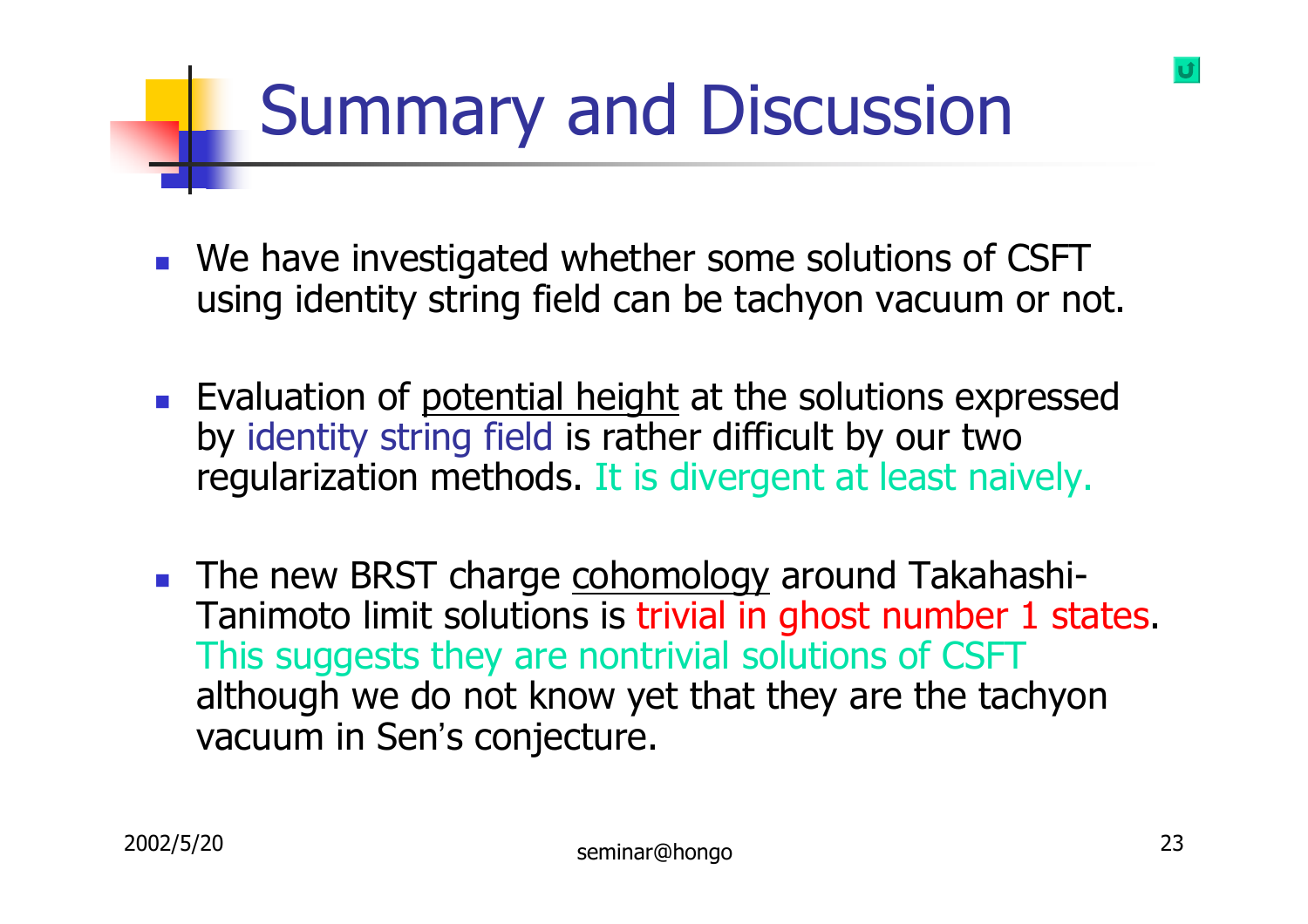# Summary and Discussion

- We have investigated whether some solutions of CSFT using identity string field can be tachyon vacuum or not.

- Evaluation of potential height at the solutions expressed by identity string field is rather difficult by our two regularization methods. It is divergent at least naively.

- The new BRST charge cohomology around Takahashi-Tanimoto limit solutions is trivial in ghost number 1 states. This suggests they are nontrivial solutions of CSFT although we do not know yet that they are the tachyon vacuum in Sen's conjecture.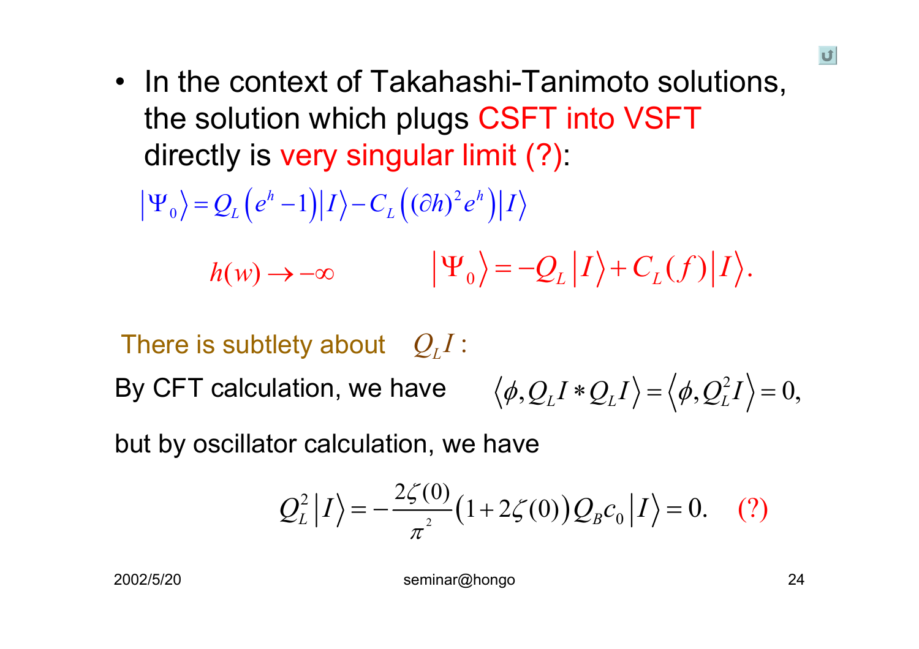- In the context of Takahashi-Tanimoto solutions, the solution which plugs CSFT into VSFT directly is very singular limit (?):

$$\left|\Psi_0\right\rangle = Q_L\left(e^h - 1\right)\left|I\right\rangle - C_L\left((\partial h)^2 e^h\right)\left|I\right\rangle$$

$$h(w) \to -\infty \qquad\qquad \left|\Psi_0\right\rangle = -Q_L\left|I\right\rangle + C_L(f)\left|I\right\rangle.$$

There is subtlety about $Q_L I$ :

By CFT calculation, we have $\left\langle \phi, Q_L I * Q_L I\right\rangle = \left\langle \phi, Q_L^2 I\right\rangle = 0,$

but by oscillator calculation, we have

$$Q_L^2\left|I\right\rangle = -\frac{2\zeta(0)}{\pi^2}\left(1+2\zeta(0)\right)Q_B c_0\left|I\right\rangle = 0. \quad (?)$$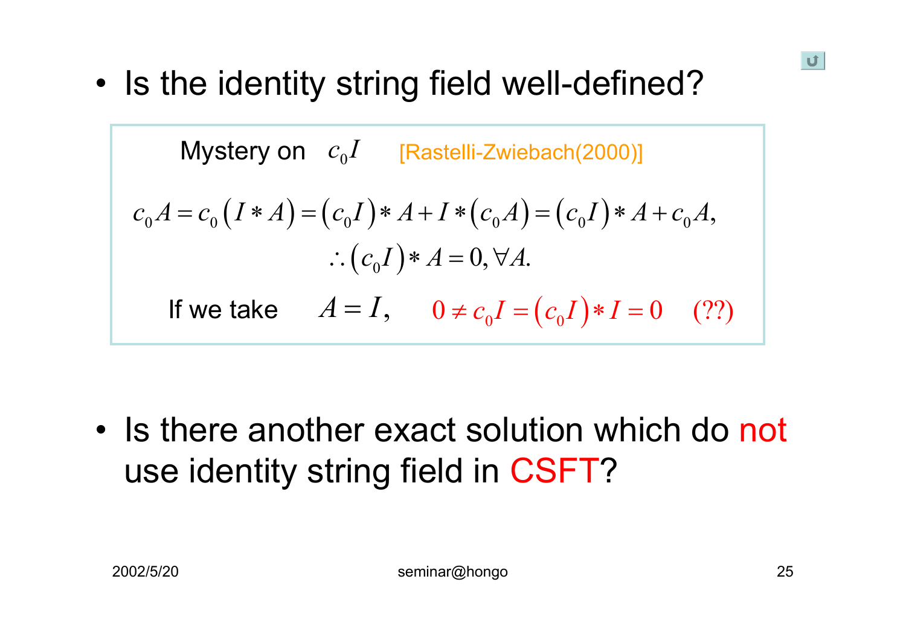- Is the identity string field well-defined?

Mystery on $c_0 I$ [Rastelli-Zwiebach(2000)]

$$c_0 A = c_0 \left( I * A \right) = \left( c_0 I \right) * A + I * \left( c_0 A \right) = \left( c_0 I \right) * A + c_0 A,$$

$$\therefore \left( c_0 I \right) * A = 0, \forall A.$$

If we take $A = I,$ $\quad 0 \neq c_0 I = \left( c_0 I \right) * I = 0 \quad (??)$

- Is there another exact solution which do not use identity string field in CSFT?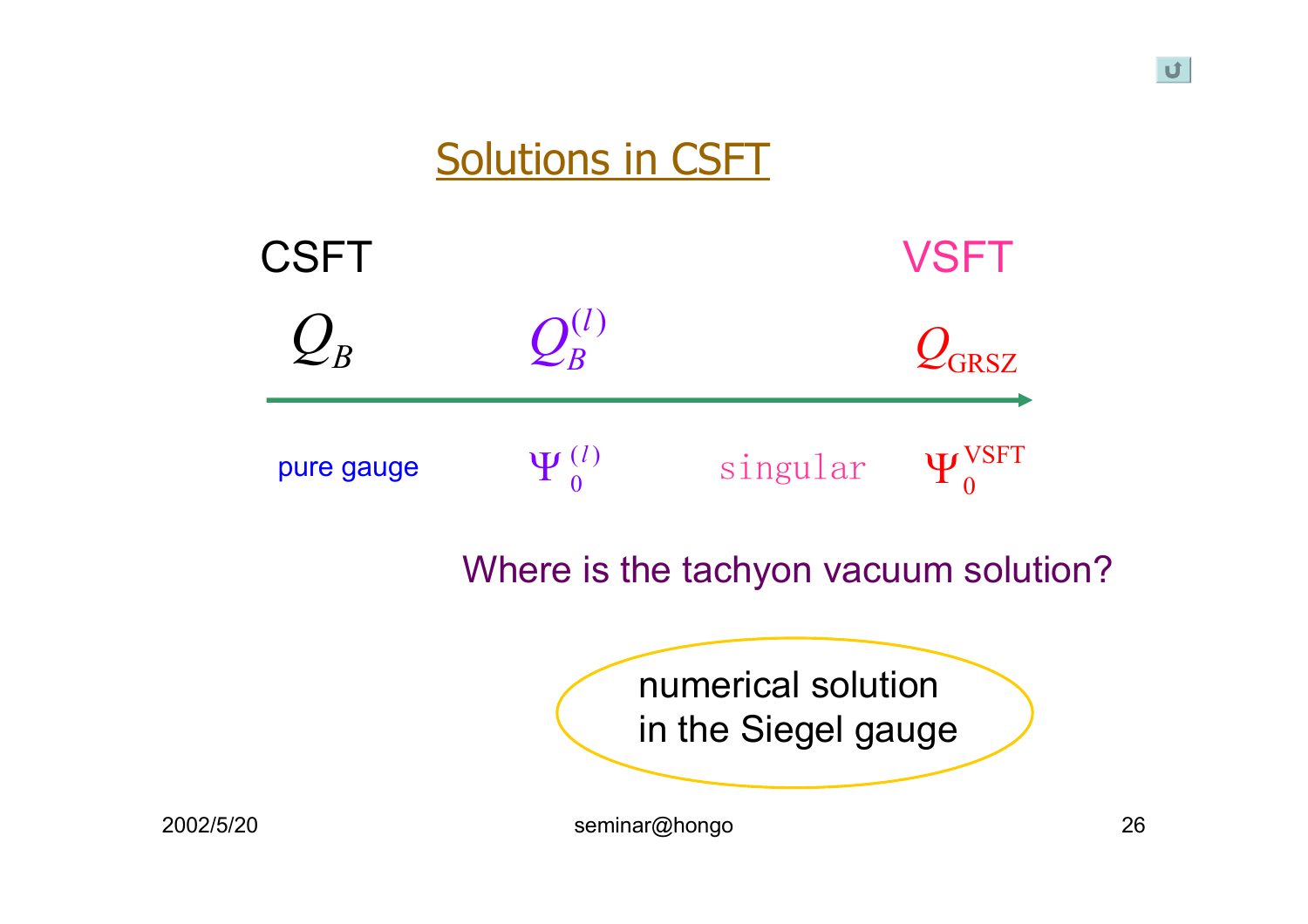# Solutions in CSFT

| CSFT | | | VSFT |
|---|---|---|---|
| $Q_B$ | $Q_B^{(l)}$ | | $Q_{\mathrm{GRSZ}}$ |
| pure gauge | $\Psi_0^{(l)}$ | singular | $\Psi_0^{\mathrm{VSFT}}$ |

Where is the tachyon vacuum solution?

numerical solution
in the Siegel gauge

2002/5/20 seminar@hongo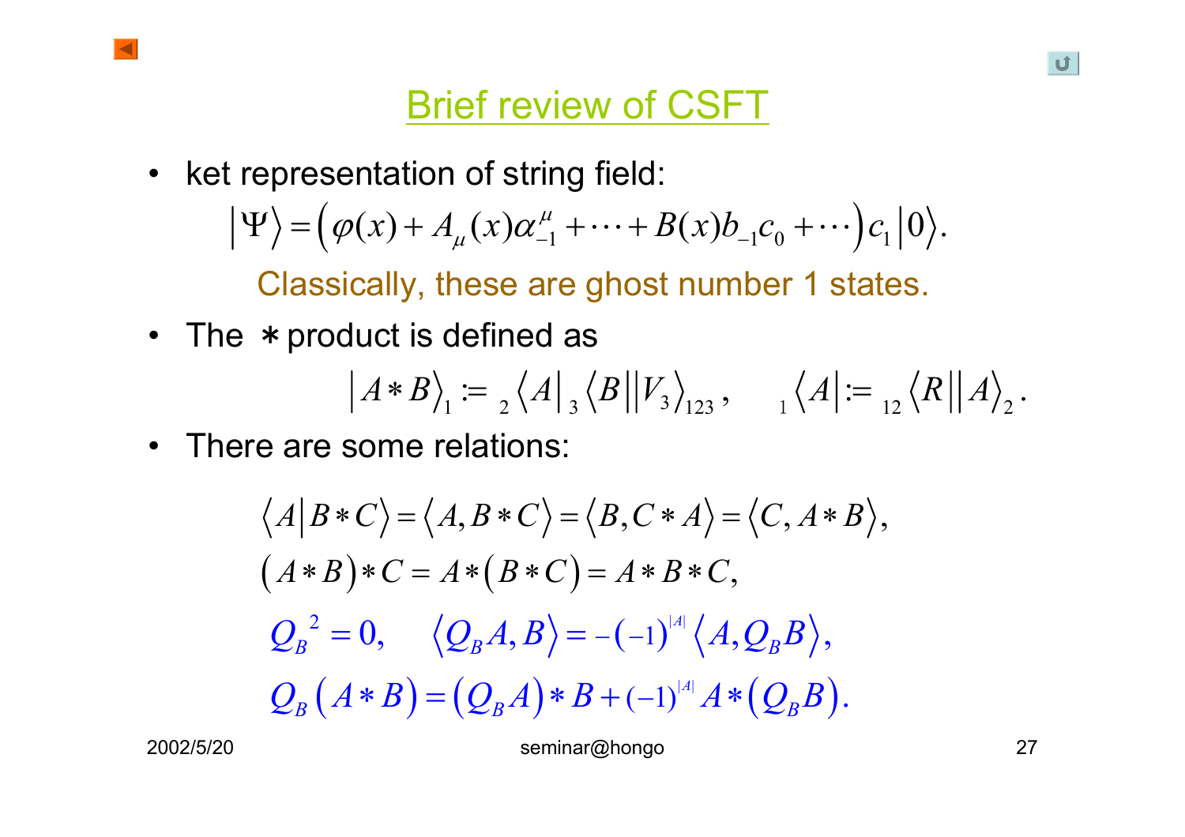# Brief review of CSFT

- ket representation of string field:

$$\left|\Psi\right\rangle = \left(\varphi(x) + A_\mu(x)\alpha_{-1}^\mu + \cdots + B(x)b_{-1}c_0 + \cdots\right)c_1\left|0\right\rangle.$$

Classically, these are ghost number 1 states.

- The $*$ product is defined as

$$\left|A*B\right\rangle_1 := {}_2\left\langle A\right|{}_3\left\langle B\right|\left|V_3\right\rangle_{123}, \qquad {}_1\left\langle A\right| := {}_{12}\left\langle R\right|\left|A\right\rangle_2.$$

- There are some relations:

$$\left\langle A\middle|B*C\right\rangle = \left\langle A, B*C\right\rangle = \left\langle B, C*A\right\rangle = \left\langle C, A*B\right\rangle,$$

$$\left(A*B\right)*C = A*\left(B*C\right) = A*B*C,$$

$$Q_B{}^2 = 0, \qquad \left\langle Q_B A, B\right\rangle = -(-1)^{|A|}\left\langle A, Q_B B\right\rangle,$$

$$Q_B\left(A*B\right) = \left(Q_B A\right)*B + (-1)^{|A|}A*\left(Q_B B\right).$$

2002/5/20 seminar@hongo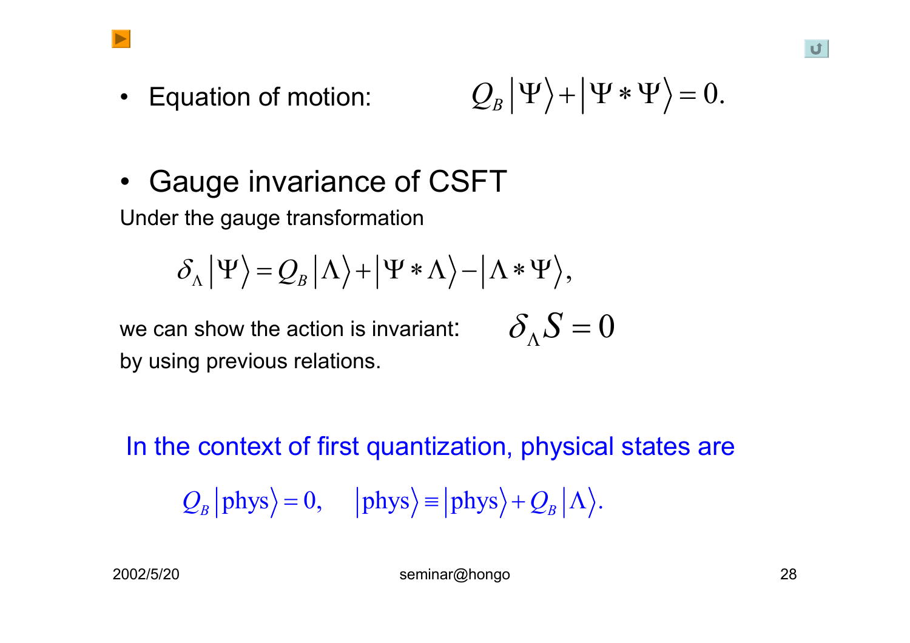- Equation of motion: $$Q_B \left|\Psi\right\rangle + \left|\Psi * \Psi\right\rangle = 0.$$

- Gauge invariance of CSFT

Under the gauge transformation

$$\delta_\Lambda \left|\Psi\right\rangle = Q_B \left|\Lambda\right\rangle + \left|\Psi * \Lambda\right\rangle - \left|\Lambda * \Psi\right\rangle,$$

we can show the action is invariant: $\delta_\Lambda S = 0$

by using previous relations.

In the context of first quantization, physical states are

$$Q_B \left|\text{phys}\right\rangle = 0, \quad \left|\text{phys}\right\rangle \equiv \left|\text{phys}\right\rangle + Q_B \left|\Lambda\right\rangle.$$

2002/5/20 seminar@hongo